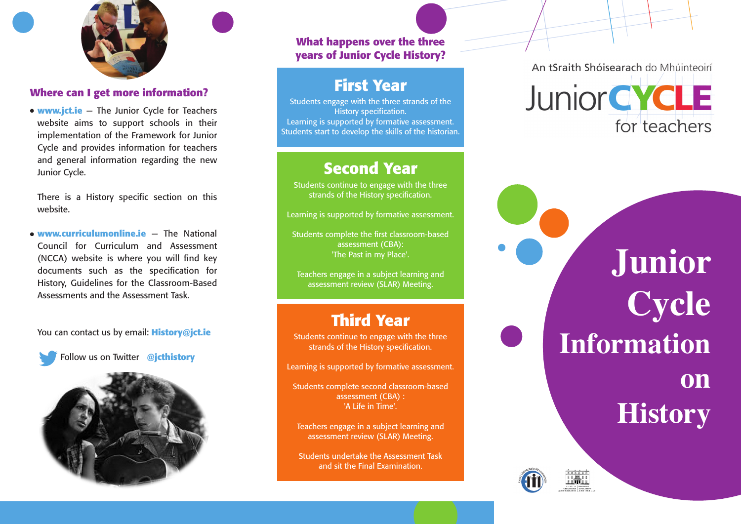## Where can I get more information?

- **www.jct.ie** – The Junior Cycle for Teachers website aims to support schools in their implementation of the Framework for Junior Cycle and provides information for teachers and general information regarding the new Junior Cycle.

  There is a History specific section on this website.

- **www.curriculumonline.ie** – The National Council for Curriculum and Assessment (NCCA) website is where you will find key documents such as the specification for History, Guidelines for the Classroom-Based Assessments and the Assessment Task.

You can contact us by email: **History@jct.ie**

Follow us on Twitter **@jcthistory**

## What happens over the three years of Junior Cycle History?

### First Year

Students engage with the three strands of the History specification.
Learning is supported by formative assessment.
Students start to develop the skills of the historian.

### Second Year

Students continue to engage with the three strands of the History specification.

Learning is supported by formative assessment.

Students complete the first classroom-based assessment (CBA):
'The Past in my Place'.

Teachers engage in a subject learning and assessment review (SLAR) Meeting.

### Third Year

Students continue to engage with the three strands of the History specification.

Learning is supported by formative assessment.

Students complete second classroom-based assessment (CBA) :
'A Life in Time'.

Teachers engage in a subject learning and assessment review (SLAR) Meeting.

Students undertake the Assessment Task and sit the Final Examination.

An tSraith Shóisearach do Mhúinteoirí

JuniorCYCLE for teachers

# Junior Cycle Information on History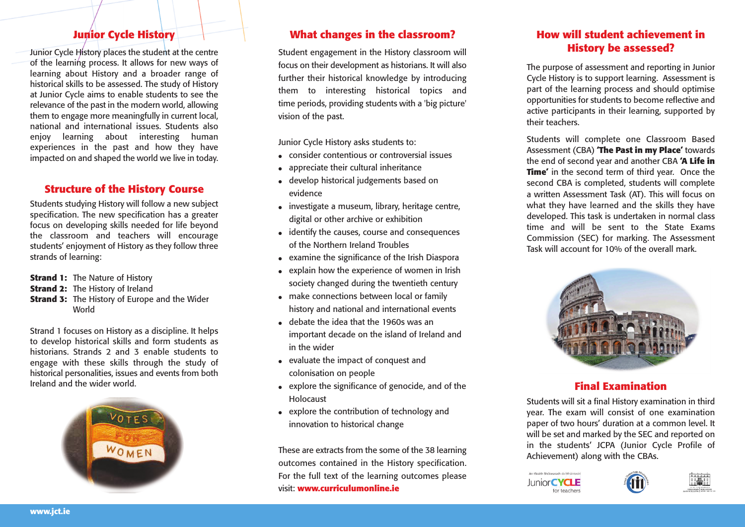## Junior Cycle History

Junior Cycle History places the student at the centre of the learning process. It allows for new ways of learning about History and a broader range of historical skills to be assessed. The study of History at Junior Cycle aims to enable students to see the relevance of the past in the modern world, allowing them to engage more meaningfully in current local, national and international issues. Students also enjoy learning about interesting human experiences in the past and how they have impacted on and shaped the world we live in today.

## Structure of the History Course

Students studying History will follow a new subject specification. The new specification has a greater focus on developing skills needed for life beyond the classroom and teachers will encourage students' enjoyment of History as they follow three strands of learning:

**Strand 1:** The Nature of History
**Strand 2:** The History of Ireland
**Strand 3:** The History of Europe and the Wider World

Strand 1 focuses on History as a discipline. It helps to develop historical skills and form students as historians. Strands 2 and 3 enable students to engage with these skills through the study of historical personalities, issues and events from both Ireland and the wider world.

## What changes in the classroom?

Student engagement in the History classroom will focus on their development as historians. It will also further their historical knowledge by introducing them to interesting historical topics and time periods, providing students with a 'big picture' vision of the past.

Junior Cycle History asks students to:

- consider contentious or controversial issues
- appreciate their cultural inheritance
- develop historical judgements based on evidence
- investigate a museum, library, heritage centre, digital or other archive or exhibition
- identify the causes, course and consequences of the Northern Ireland Troubles
- examine the significance of the Irish Diaspora
- explain how the experience of women in Irish society changed during the twentieth century
- make connections between local or family history and national and international events
- debate the idea that the 1960s was an important decade on the island of Ireland and in the wider
- evaluate the impact of conquest and colonisation on people
- explore the significance of genocide, and of the Holocaust
- explore the contribution of technology and innovation to historical change

These are extracts from the some of the 38 learning outcomes contained in the History specification. For the full text of the learning outcomes please visit: **www.curriculumonline.ie**

## How will student achievement in History be assessed?

The purpose of assessment and reporting in Junior Cycle History is to support learning. Assessment is part of the learning process and should optimise opportunities for students to become reflective and active participants in their learning, supported by their teachers.

Students will complete one Classroom Based Assessment (CBA) **'The Past in my Place'** towards the end of second year and another CBA **'A Life in Time'** in the second term of third year. Once the second CBA is completed, students will complete a written Assessment Task (AT). This will focus on what they have learned and the skills they have developed. This task is undertaken in normal class time and will be sent to the State Exams Commission (SEC) for marking. The Assessment Task will account for 10% of the overall mark.

## Final Examination

Students will sit a final History examination in third year. The exam will consist of one examination paper of two hours' duration at a common level. It will be set and marked by the SEC and reported on in the students' JCPA (Junior Cycle Profile of Achievement) along with the CBAs.

An tSraith Shóisearach do Mhúinteoirí
Junior CYCLE for teachers

www.jct.ie